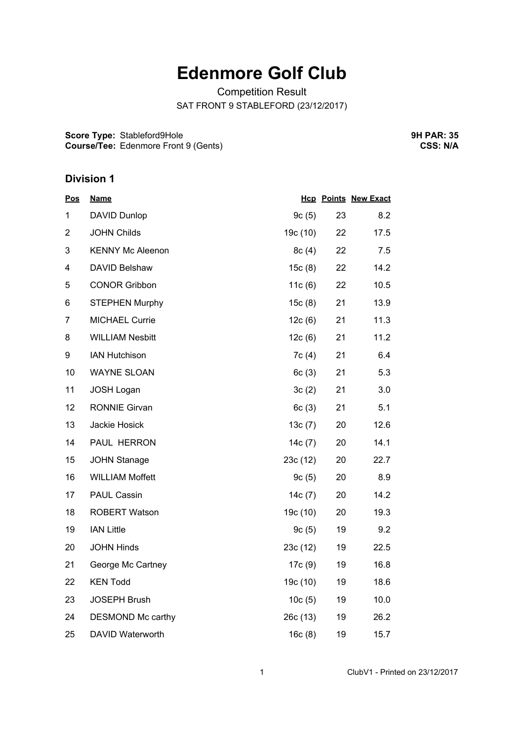# Edenmore Golf Club

Competition Result

SAT FRONT 9 STABLEFORD (23/12/2017)

**Score Type:** Stableford9Hole
**Course/Tee:** Edenmore Front 9 (Gents)

**9H PAR: 35**
**CSS: N/A**

## Division 1

| Pos | Name | Hcp | Points | New Exact |
|---|---|---|---|---|
| 1 | DAVID Dunlop | 9c (5) | 23 | 8.2 |
| 2 | JOHN Childs | 19c (10) | 22 | 17.5 |
| 3 | KENNY Mc Aleenon | 8c (4) | 22 | 7.5 |
| 4 | DAVID Belshaw | 15c (8) | 22 | 14.2 |
| 5 | CONOR Gribbon | 11c (6) | 22 | 10.5 |
| 6 | STEPHEN Murphy | 15c (8) | 21 | 13.9 |
| 7 | MICHAEL Currie | 12c (6) | 21 | 11.3 |
| 8 | WILLIAM Nesbitt | 12c (6) | 21 | 11.2 |
| 9 | IAN Hutchison | 7c (4) | 21 | 6.4 |
| 10 | WAYNE SLOAN | 6c (3) | 21 | 5.3 |
| 11 | JOSH Logan | 3c (2) | 21 | 3.0 |
| 12 | RONNIE Girvan | 6c (3) | 21 | 5.1 |
| 13 | Jackie Hosick | 13c (7) | 20 | 12.6 |
| 14 | PAUL HERRON | 14c (7) | 20 | 14.1 |
| 15 | JOHN Stanage | 23c (12) | 20 | 22.7 |
| 16 | WILLIAM Moffett | 9c (5) | 20 | 8.9 |
| 17 | PAUL Cassin | 14c (7) | 20 | 14.2 |
| 18 | ROBERT Watson | 19c (10) | 20 | 19.3 |
| 19 | IAN Little | 9c (5) | 19 | 9.2 |
| 20 | JOHN Hinds | 23c (12) | 19 | 22.5 |
| 21 | George Mc Cartney | 17c (9) | 19 | 16.8 |
| 22 | KEN Todd | 19c (10) | 19 | 18.6 |
| 23 | JOSEPH Brush | 10c (5) | 19 | 10.0 |
| 24 | DESMOND Mc carthy | 26c (13) | 19 | 26.2 |
| 25 | DAVID Waterworth | 16c (8) | 19 | 15.7 |

ClubV1 - Printed on 23/12/2017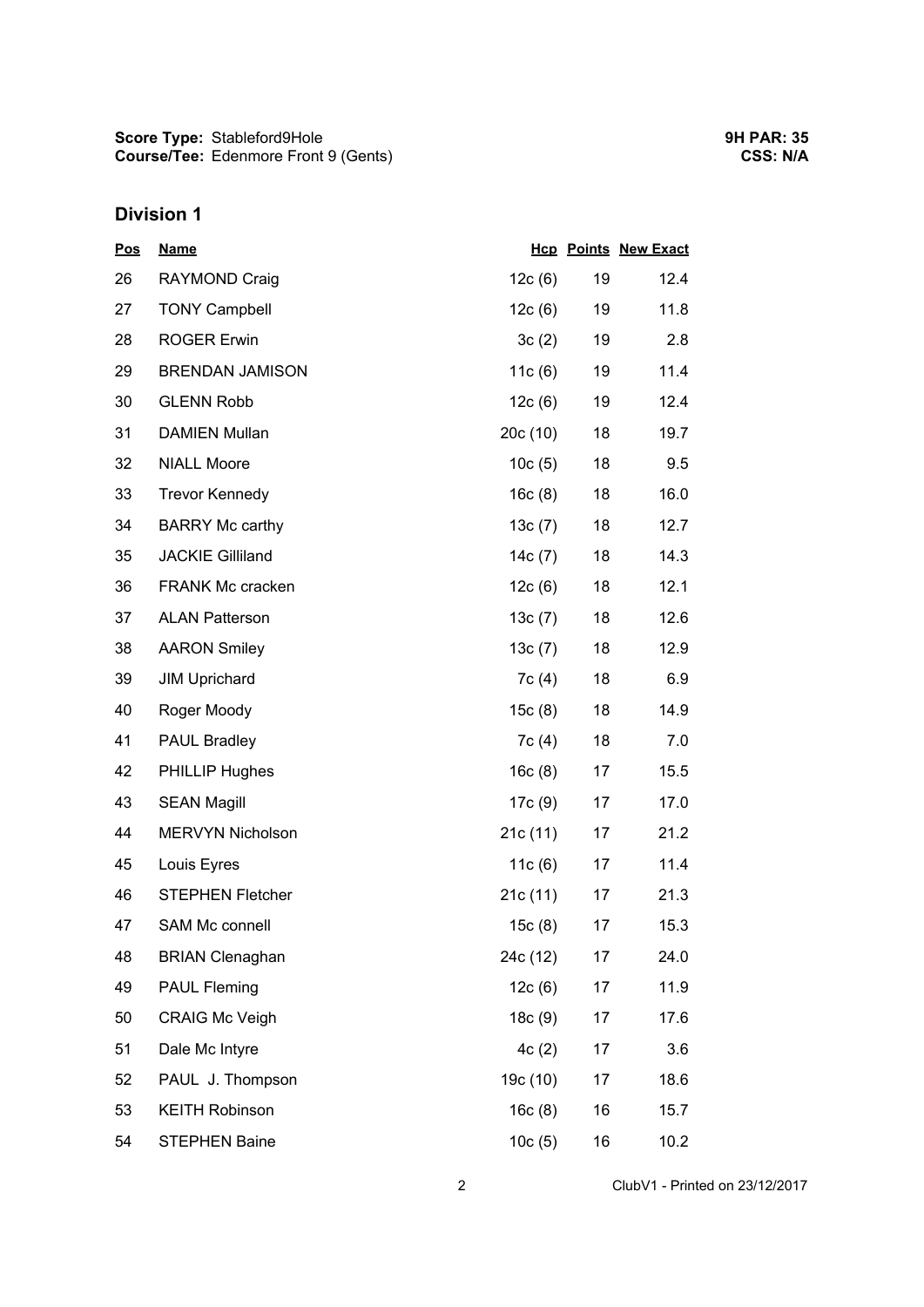**Score Type:** Stableford9Hole
**Course/Tee:** Edenmore Front 9 (Gents)

**9H PAR: 35**
**CSS: N/A**

## Division 1

| Pos | Name | Hcp | Points | New Exact |
|---|---|---|---|---|
| 26 | RAYMOND Craig | 12c (6) | 19 | 12.4 |
| 27 | TONY Campbell | 12c (6) | 19 | 11.8 |
| 28 | ROGER Erwin | 3c (2) | 19 | 2.8 |
| 29 | BRENDAN JAMISON | 11c (6) | 19 | 11.4 |
| 30 | GLENN Robb | 12c (6) | 19 | 12.4 |
| 31 | DAMIEN Mullan | 20c (10) | 18 | 19.7 |
| 32 | NIALL Moore | 10c (5) | 18 | 9.5 |
| 33 | Trevor Kennedy | 16c (8) | 18 | 16.0 |
| 34 | BARRY Mc carthy | 13c (7) | 18 | 12.7 |
| 35 | JACKIE Gilliland | 14c (7) | 18 | 14.3 |
| 36 | FRANK Mc cracken | 12c (6) | 18 | 12.1 |
| 37 | ALAN Patterson | 13c (7) | 18 | 12.6 |
| 38 | AARON Smiley | 13c (7) | 18 | 12.9 |
| 39 | JIM Uprichard | 7c (4) | 18 | 6.9 |
| 40 | Roger Moody | 15c (8) | 18 | 14.9 |
| 41 | PAUL Bradley | 7c (4) | 18 | 7.0 |
| 42 | PHILLIP Hughes | 16c (8) | 17 | 15.5 |
| 43 | SEAN Magill | 17c (9) | 17 | 17.0 |
| 44 | MERVYN Nicholson | 21c (11) | 17 | 21.2 |
| 45 | Louis Eyres | 11c (6) | 17 | 11.4 |
| 46 | STEPHEN Fletcher | 21c (11) | 17 | 21.3 |
| 47 | SAM Mc connell | 15c (8) | 17 | 15.3 |
| 48 | BRIAN Clenaghan | 24c (12) | 17 | 24.0 |
| 49 | PAUL Fleming | 12c (6) | 17 | 11.9 |
| 50 | CRAIG Mc Veigh | 18c (9) | 17 | 17.6 |
| 51 | Dale Mc Intyre | 4c (2) | 17 | 3.6 |
| 52 | PAUL J. Thompson | 19c (10) | 17 | 18.6 |
| 53 | KEITH Robinson | 16c (8) | 16 | 15.7 |
| 54 | STEPHEN Baine | 10c (5) | 16 | 10.2 |

ClubV1 - Printed on 23/12/2017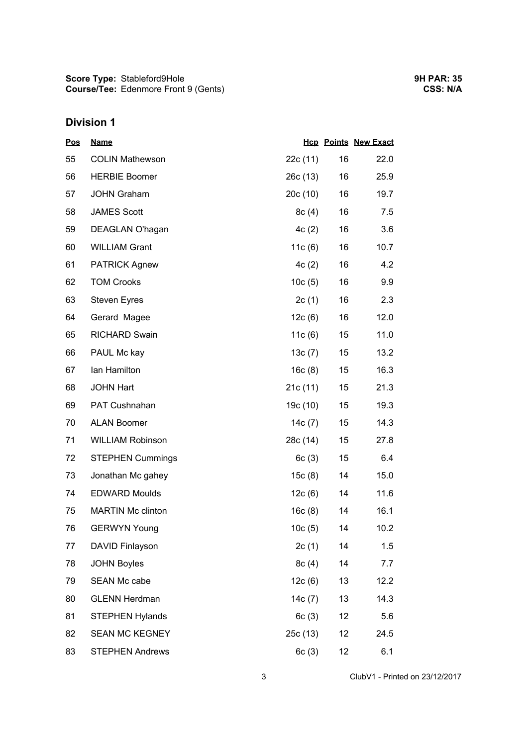**Score Type:** Stableford9Hole
**Course/Tee:** Edenmore Front 9 (Gents)

**9H PAR: 35**
**CSS: N/A**

## Division 1

| Pos | Name | Hcp | Points | New Exact |
|---|---|---|---|---|
| 55 | COLIN Mathewson | 22c (11) | 16 | 22.0 |
| 56 | HERBIE Boomer | 26c (13) | 16 | 25.9 |
| 57 | JOHN Graham | 20c (10) | 16 | 19.7 |
| 58 | JAMES Scott | 8c (4) | 16 | 7.5 |
| 59 | DEAGLAN O'hagan | 4c (2) | 16 | 3.6 |
| 60 | WILLIAM Grant | 11c (6) | 16 | 10.7 |
| 61 | PATRICK Agnew | 4c (2) | 16 | 4.2 |
| 62 | TOM Crooks | 10c (5) | 16 | 9.9 |
| 63 | Steven Eyres | 2c (1) | 16 | 2.3 |
| 64 | Gerard Magee | 12c (6) | 16 | 12.0 |
| 65 | RICHARD Swain | 11c (6) | 15 | 11.0 |
| 66 | PAUL Mc kay | 13c (7) | 15 | 13.2 |
| 67 | Ian Hamilton | 16c (8) | 15 | 16.3 |
| 68 | JOHN Hart | 21c (11) | 15 | 21.3 |
| 69 | PAT Cushnahan | 19c (10) | 15 | 19.3 |
| 70 | ALAN Boomer | 14c (7) | 15 | 14.3 |
| 71 | WILLIAM Robinson | 28c (14) | 15 | 27.8 |
| 72 | STEPHEN Cummings | 6c (3) | 15 | 6.4 |
| 73 | Jonathan Mc gahey | 15c (8) | 14 | 15.0 |
| 74 | EDWARD Moulds | 12c (6) | 14 | 11.6 |
| 75 | MARTIN Mc clinton | 16c (8) | 14 | 16.1 |
| 76 | GERWYN Young | 10c (5) | 14 | 10.2 |
| 77 | DAVID Finlayson | 2c (1) | 14 | 1.5 |
| 78 | JOHN Boyles | 8c (4) | 14 | 7.7 |
| 79 | SEAN Mc cabe | 12c (6) | 13 | 12.2 |
| 80 | GLENN Herdman | 14c (7) | 13 | 14.3 |
| 81 | STEPHEN Hylands | 6c (3) | 12 | 5.6 |
| 82 | SEAN MC KEGNEY | 25c (13) | 12 | 24.5 |
| 83 | STEPHEN Andrews | 6c (3) | 12 | 6.1 |

ClubV1 - Printed on 23/12/2017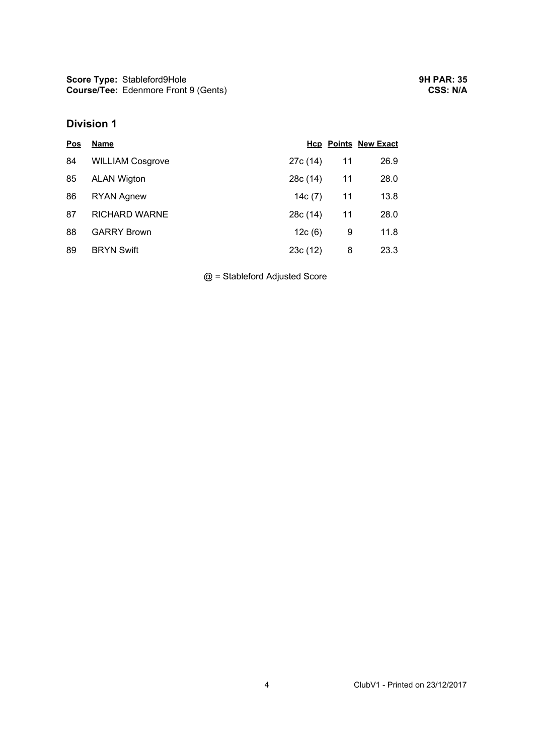**Score Type:** Stableford9Hole
**Course/Tee:** Edenmore Front 9 (Gents)

**9H PAR: 35**
**CSS: N/A**

## Division 1

| Pos | Name | Hcp | Points | New Exact |
|---|---|---|---|---|
| 84 | WILLIAM Cosgrove | 27c (14) | 11 | 26.9 |
| 85 | ALAN Wigton | 28c (14) | 11 | 28.0 |
| 86 | RYAN Agnew | 14c (7) | 11 | 13.8 |
| 87 | RICHARD WARNE | 28c (14) | 11 | 28.0 |
| 88 | GARRY Brown | 12c (6) | 9 | 11.8 |
| 89 | BRYN Swift | 23c (12) | 8 | 23.3 |

@ = Stableford Adjusted Score

ClubV1 - Printed on 23/12/2017